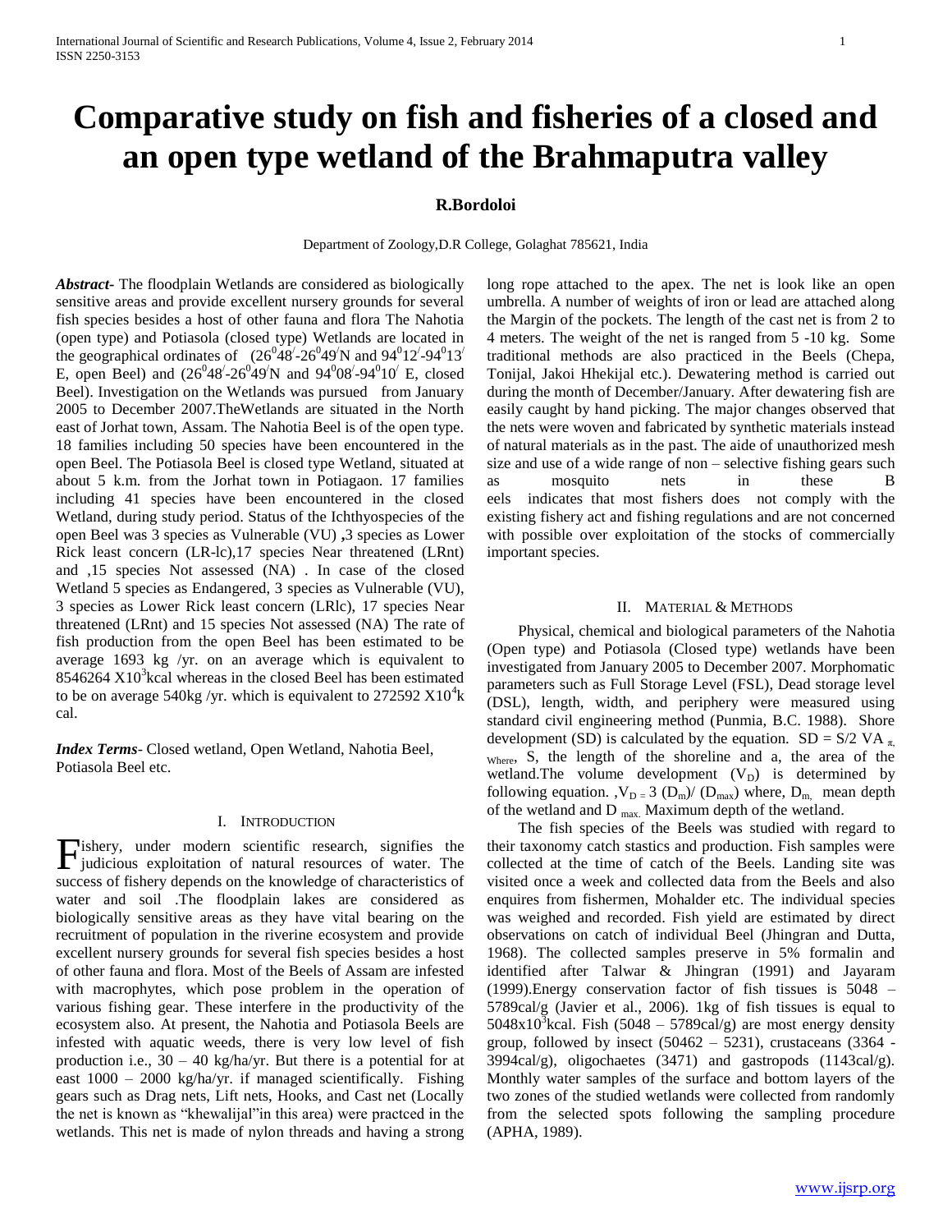# Comparative study on fish and fisheries of a closed and an open type wetland of the Brahmaputra valley

**R.Bordoloi**

Department of Zoology,D.R College, Golaghat 785621, India

***Abstract*-** The floodplain Wetlands are considered as biologically sensitive areas and provide excellent nursery grounds for several fish species besides a host of other fauna and flora The Nahotia (open type) and Potiasola (closed type) Wetlands are located in the geographical ordinates of ($26^0 48^/$-$26^0 49^/$N and $94^0 12^/$-$94^0 13^/$ E, open Beel) and ($26^0 48^/$-$26^0 49^/$N and $94^0 08^/$-$94^0 10^/$ E, closed Beel). Investigation on the Wetlands was pursued from January 2005 to December 2007.TheWetlands are situated in the North east of Jorhat town, Assam. The Nahotia Beel is of the open type. 18 families including 50 species have been encountered in the open Beel. The Potiasola Beel is closed type Wetland, situated at about 5 k.m. from the Jorhat town in Potiagaon. 17 families including 41 species have been encountered in the closed Wetland, during study period. Status of the Ichthyospecies of the open Beel was 3 species as Vulnerable (VU) **,**3 species as Lower Rick least concern (LR-lc),17 species Near threatened (LRnt) and ,15 species Not assessed (NA) . In case of the closed Wetland 5 species as Endangered, 3 species as Vulnerable (VU), 3 species as Lower Rick least concern (LRlc), 17 species Near threatened (LRnt) and 15 species Not assessed (NA) The rate of fish production from the open Beel has been estimated to be average 1693 kg /yr. on an average which is equivalent to 8546264 $X10^3$kcal whereas in the closed Beel has been estimated to be on average 540kg /yr. which is equivalent to 272592 $X10^4$k cal.

***Index Terms*-** Closed wetland, Open Wetland, Nahotia Beel, Potiasola Beel etc.

## I. Introduction

Fishery, under modern scientific research, signifies the judicious exploitation of natural resources of water. The success of fishery depends on the knowledge of characteristics of water and soil .The floodplain lakes are considered as biologically sensitive areas as they have vital bearing on the recruitment of population in the riverine ecosystem and provide excellent nursery grounds for several fish species besides a host of other fauna and flora. Most of the Beels of Assam are infested with macrophytes, which pose problem in the operation of various fishing gear. These interfere in the productivity of the ecosystem also. At present, the Nahotia and Potiasola Beels are infested with aquatic weeds, there is very low level of fish production i.e., 30 – 40 kg/ha/yr. But there is a potential for at east 1000 – 2000 kg/ha/yr. if managed scientifically. Fishing gears such as Drag nets, Lift nets, Hooks, and Cast net (Locally the net is known as "khewalijal"in this area) were practced in the wetlands. This net is made of nylon threads and having a strong long rope attached to the apex. The net is look like an open umbrella. A number of weights of iron or lead are attached along the Margin of the pockets. The length of the cast net is from 2 to 4 meters. The weight of the net is ranged from 5 -10 kg. Some traditional methods are also practiced in the Beels (Chepa, Tonijal, Jakoi Hhekijal etc.). Dewatering method is carried out during the month of December/January. After dewatering fish are easily caught by hand picking. The major changes observed that the nets were woven and fabricated by synthetic materials instead of natural materials as in the past. The aide of unauthorized mesh size and use of a wide range of non – selective fishing gears such as mosquito nets in these B eels indicates that most fishers does not comply with the existing fishery act and fishing regulations and are not concerned with possible over exploitation of the stocks of commercially important species.

## II. Material & Methods

Physical, chemical and biological parameters of the Nahotia (Open type) and Potiasola (Closed type) wetlands have been investigated from January 2005 to December 2007. Morphomatic parameters such as Full Storage Level (FSL), Dead storage level (DSL), length, width, and periphery were measured using standard civil engineering method (Punmia, B.C. 1988). Shore development (SD) is calculated by the equation. $SD = S/2\ VA_{\pi,\ Where}$, S, the length of the shoreline and a, the area of the wetland.The volume development ($V_D$) is determined by following equation. ,$V_{D} = 3\ (D_m)/\ (D_{max})$ where, $D_{m,}$ mean depth of the wetland and $D_{max.}$ Maximum depth of the wetland.

The fish species of the Beels was studied with regard to their taxonomy catch stastics and production. Fish samples were collected at the time of catch of the Beels. Landing site was visited once a week and collected data from the Beels and also enquires from fishermen, Mohalder etc. The individual species was weighed and recorded. Fish yield are estimated by direct observations on catch of individual Beel (Jhingran and Dutta, 1968). The collected samples preserve in 5% formalin and identified after Talwar & Jhingran (1991) and Jayaram (1999).Energy conservation factor of fish tissues is 5048 – 5789cal/g (Javier et al., 2006). 1kg of fish tissues is equal to $5048x10^3$kcal. Fish (5048 – 5789cal/g) are most energy density group, followed by insect (50462 – 5231), crustaceans (3364 - 3994cal/g), oligochaetes (3471) and gastropods (1143cal/g). Monthly water samples of the surface and bottom layers of the two zones of the studied wetlands were collected from randomly from the selected spots following the sampling procedure (APHA, 1989).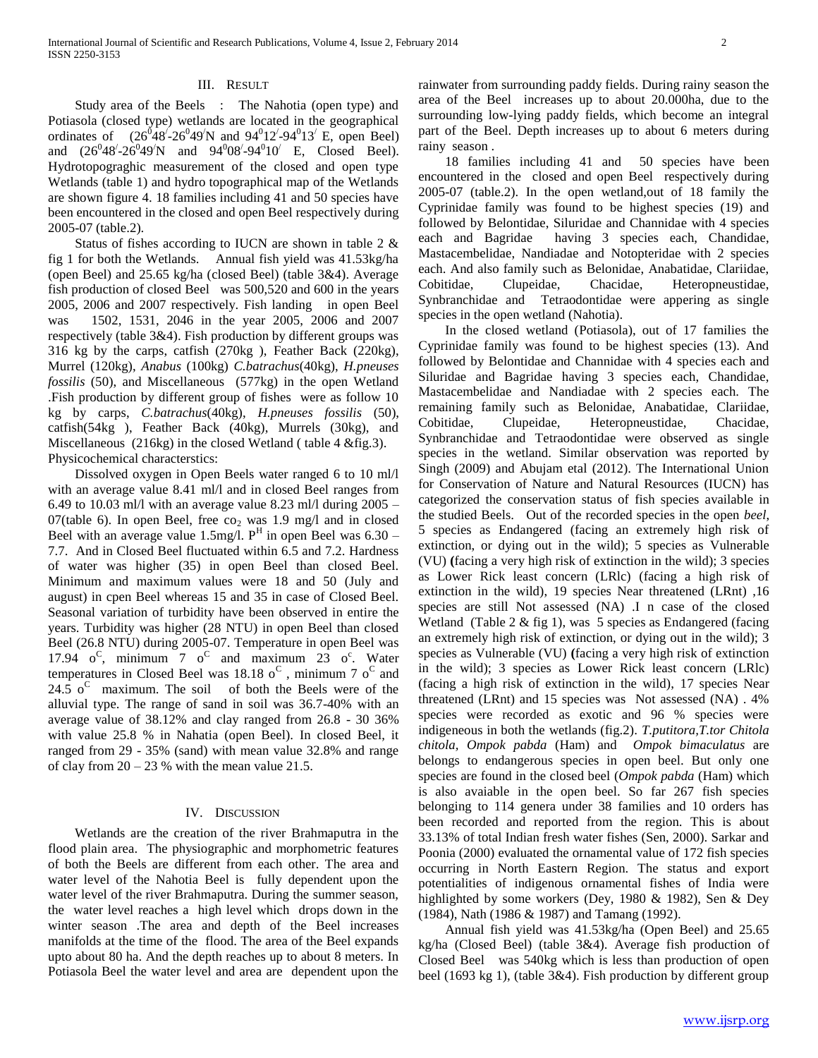## III. RESULT

Study area of the Beels : The Nahotia (open type) and Potiasola (closed type) wetlands are located in the geographical ordinates of ($26^0 48^/$-$26^0 49^/$N and $94^0 12^/$-$94^0 13^/$ E, open Beel) and ($26^0 48^/$-$26^0 49^/$N and $94^0 08^/$-$94^0 10^/$ E, Closed Beel). Hydrotopograghic measurement of the closed and open type Wetlands (table 1) and hydro topographical map of the Wetlands are shown figure 4. 18 families including 41 and 50 species have been encountered in the closed and open Beel respectively during 2005-07 (table.2).

Status of fishes according to IUCN are shown in table 2 & fig 1 for both the Wetlands. Annual fish yield was 41.53kg/ha (open Beel) and 25.65 kg/ha (closed Beel) (table 3&4). Average fish production of closed Beel was 500,520 and 600 in the years 2005, 2006 and 2007 respectively. Fish landing in open Beel was 1502, 1531, 2046 in the year 2005, 2006 and 2007 respectively (table 3&4). Fish production by different groups was 316 kg by the carps, catfish (270kg ), Feather Back (220kg), Murrel (120kg), *Anabus* (100kg) *C.batrachus*(40kg), *H.pneuses fossilis* (50), and Miscellaneous (577kg) in the open Wetland .Fish production by different group of fishes were as follow 10 kg by carps, *C.batrachus*(40kg), *H.pneuses fossilis* (50), catfish(54kg ), Feather Back (40kg), Murrels (30kg), and Miscellaneous (216kg) in the closed Wetland ( table 4 &fig.3).

Physicochemical characterstics:

Dissolved oxygen in Open Beels water ranged 6 to 10 ml/l with an average value 8.41 ml/l and in closed Beel ranges from 6.49 to 10.03 ml/l with an average value 8.23 ml/l during 2005 – 07(table 6). In open Beel, free $co_2$ was 1.9 mg/l and in closed Beel with an average value 1.5mg/l. $P^H$ in open Beel was 6.30 – 7.7. And in Closed Beel fluctuated within 6.5 and 7.2. Hardness of water was higher (35) in open Beel than closed Beel. Minimum and maximum values were 18 and 50 (July and august) in cpen Beel whereas 15 and 35 in case of Closed Beel. Seasonal variation of turbidity have been observed in entire the years. Turbidity was higher (28 NTU) in open Beel than closed Beel (26.8 NTU) during 2005-07. Temperature in open Beel was 17.94 $o^C$, minimum 7 $o^C$ and maximum 23 $o^c$. Water temperatures in Closed Beel was 18.18 $o^C$ , minimum 7 $o^C$ and 24.5 $o^C$ maximum. The soil of both the Beels were of the alluvial type. The range of sand in soil was 36.7-40% with an average value of 38.12% and clay ranged from 26.8 - 30 36% with value 25.8 % in Nahatia (open Beel). In closed Beel, it ranged from 29 - 35% (sand) with mean value 32.8% and range of clay from 20 – 23 % with the mean value 21.5.

## IV. DISCUSSION

Wetlands are the creation of the river Brahmaputra in the flood plain area. The physiographic and morphometric features of both the Beels are different from each other. The area and water level of the Nahotia Beel is fully dependent upon the water level of the river Brahmaputra. During the summer season, the water level reaches a high level which drops down in the winter season .The area and depth of the Beel increases manifolds at the time of the flood. The area of the Beel expands upto about 80 ha. And the depth reaches up to about 8 meters. In Potiasola Beel the water level and area are dependent upon the rainwater from surrounding paddy fields. During rainy season the area of the Beel increases up to about 20.000ha, due to the surrounding low-lying paddy fields, which become an integral part of the Beel. Depth increases up to about 6 meters during rainy season .

18 families including 41 and 50 species have been encountered in the closed and open Beel respectively during 2005-07 (table.2). In the open wetland,out of 18 family the Cyprinidae family was found to be highest species (19) and followed by Belontidae, Siluridae and Channidae with 4 species each and Bagridae having 3 species each, Chandidae, Mastacembelidae, Nandiadae and Notopteridae with 2 species each. And also family such as Belonidae, Anabatidae, Clariidae, Cobitidae, Clupeidae, Chacidae, Heteropneustidae, Synbranchidae and Tetraodontidae were appering as single species in the open wetland (Nahotia).

In the closed wetland (Potiasola), out of 17 families the Cyprinidae family was found to be highest species (13). And followed by Belontidae and Channidae with 4 species each and Siluridae and Bagridae having 3 species each, Chandidae, Mastacembelidae and Nandiadae with 2 species each. The remaining family such as Belonidae, Anabatidae, Clariidae, Cobitidae, Clupeidae, Heteropneustidae, Chacidae, Synbranchidae and Tetraodontidae were observed as single species in the wetland. Similar observation was reported by Singh (2009) and Abujam etal (2012). The International Union for Conservation of Nature and Natural Resources (IUCN) has categorized the conservation status of fish species available in the studied Beels. Out of the recorded species in the open *beel,* 5 species as Endangered (facing an extremely high risk of extinction, or dying out in the wild); 5 species as Vulnerable (VU) **(**facing a very high risk of extinction in the wild); 3 species as Lower Rick least concern (LRlc) (facing a high risk of extinction in the wild), 19 species Near threatened (LRnt) ,16 species are still Not assessed (NA) .I n case of the closed Wetland (Table 2 & fig 1), was 5 species as Endangered (facing an extremely high risk of extinction, or dying out in the wild); 3 species as Vulnerable (VU) **(**facing a very high risk of extinction in the wild); 3 species as Lower Rick least concern (LRlc) (facing a high risk of extinction in the wild), 17 species Near threatened (LRnt) and 15 species was Not assessed (NA) . 4% species were recorded as exotic and 96 % species were indigeneous in both the wetlands (fig.2). *T.putitora,T.tor Chitola chitola, Ompok pabda* (Ham) and *Ompok bimaculatus* are belongs to endangerous species in open beel. But only one species are found in the closed beel (*Ompok pabda* (Ham) which is also avaiable in the open beel. So far 267 fish species belonging to 114 genera under 38 families and 10 orders has been recorded and reported from the region. This is about 33.13% of total Indian fresh water fishes (Sen, 2000). Sarkar and Poonia (2000) evaluated the ornamental value of 172 fish species occurring in North Eastern Region. The status and export potentialities of indigenous ornamental fishes of India were highlighted by some workers (Dey, 1980 & 1982), Sen & Dey (1984), Nath (1986 & 1987) and Tamang (1992).

Annual fish yield was 41.53kg/ha (Open Beel) and 25.65 kg/ha (Closed Beel) (table 3&4). Average fish production of Closed Beel was 540kg which is less than production of open beel (1693 kg 1), (table 3&4). Fish production by different group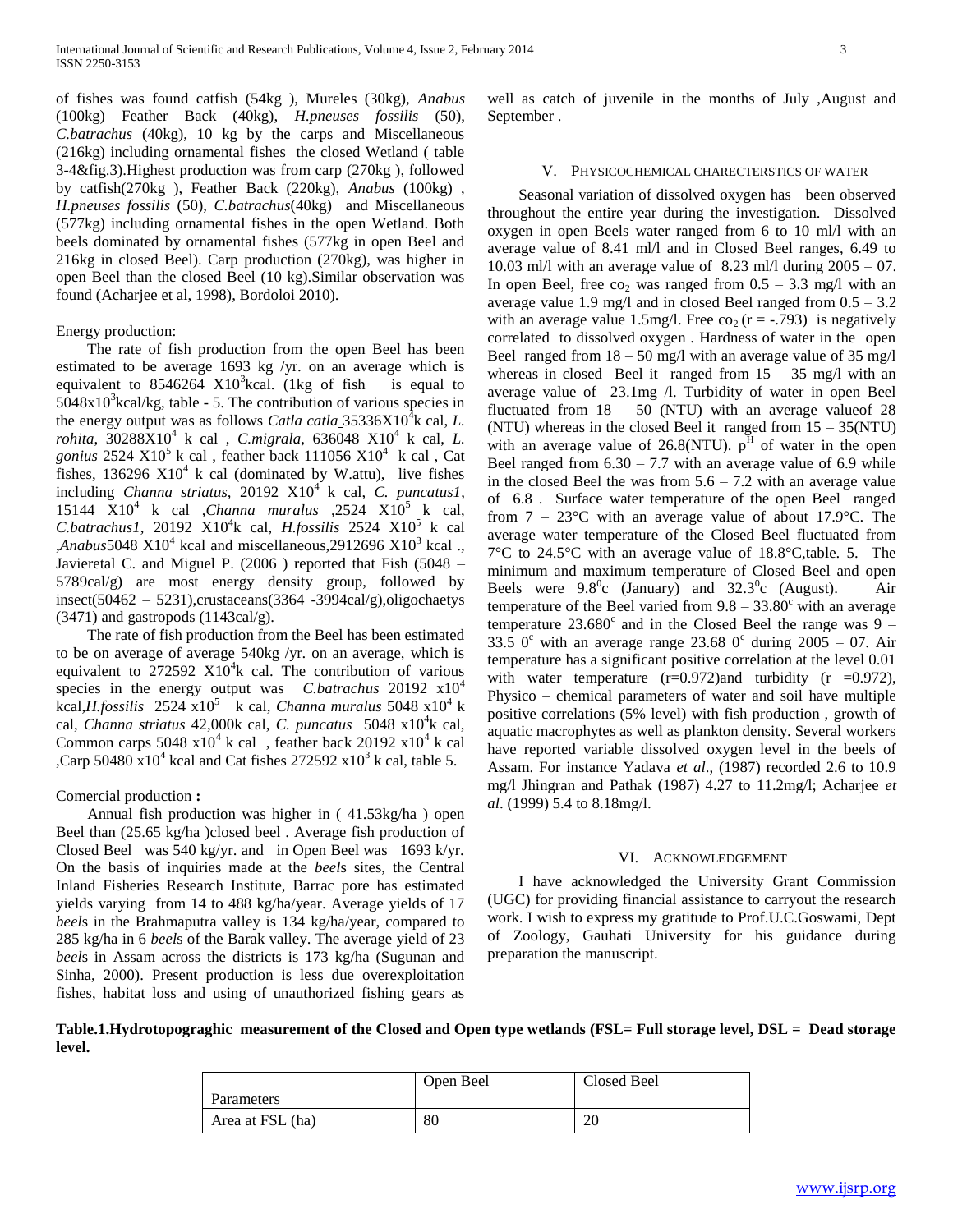of fishes was found catfish (54kg ), Mureles (30kg), *Anabus* (100kg) Feather Back (40kg), *H.pneuses fossilis* (50), *C.batrachus* (40kg), 10 kg by the carps and Miscellaneous (216kg) including ornamental fishes the closed Wetland ( table 3-4&fig.3).Highest production was from carp (270kg ), followed by catfish(270kg ), Feather Back (220kg), *Anabus* (100kg) , *H.pneuses fossilis* (50), *C.batrachus*(40kg) and Miscellaneous (577kg) including ornamental fishes in the open Wetland. Both beels dominated by ornamental fishes (577kg in open Beel and 216kg in closed Beel). Carp production (270kg), was higher in open Beel than the closed Beel (10 kg).Similar observation was found (Acharjee et al, 1998), Bordoloi 2010).

Energy production:

The rate of fish production from the open Beel has been estimated to be average 1693 kg /yr. on an average which is equivalent to 8546264 X$10^3$kcal. (1kg of fish is equal to 5048x$10^3$kcal/kg, table - 5. The contribution of various species in the energy output was as follows *Catla catla* 35336X$10^4$k cal, *L. rohita*, 30288X$10^4$ k cal , *C.migrala*, 636048 X$10^4$ k cal, *L. gonius* 2524 X$10^5$ k cal , feather back 111056 X$10^4$ k cal , Cat fishes, 136296 X$10^4$ k cal (dominated by W.attu), live fishes including *Channa striatus*, 20192 X$10^4$ k cal, *C. puncatus1*, 15144 X$10^4$ k cal ,*Channa muralus* ,2524 X$10^5$ k cal, *C.batrachus1*, 20192 X$10^4$k cal, *H.fossilis* 2524 X$10^5$ k cal ,*Anabus*5048 X$10^4$ kcal and miscellaneous,2912696 X$10^3$ kcal ., Javieretal C. and Miguel P. (2006 ) reported that Fish (5048 – 5789cal/g) are most energy density group, followed by insect(50462 – 5231),crustaceans(3364 -3994cal/g),oligochaetys (3471) and gastropods (1143cal/g).

The rate of fish production from the Beel has been estimated to be on average of average 540kg /yr. on an average, which is equivalent to 272592 X$10^4$k cal. The contribution of various species in the energy output was *C.batrachus* 20192 x$10^4$ kcal,*H.fossilis* 2524 x$10^5$ k cal, *Channa muralus* 5048 x$10^4$ k cal, *Channa striatus* 42,000k cal, *C. puncatus* 5048 x$10^4$k cal, Common carps 5048 x$10^4$ k cal , feather back 20192 x$10^4$ k cal ,Carp 50480 x$10^4$ kcal and Cat fishes 272592 x$10^3$ k cal, table 5.

Comercial production **:**

Annual fish production was higher in ( 41.53kg/ha ) open Beel than (25.65 kg/ha )closed beel . Average fish production of Closed Beel was 540 kg/yr. and in Open Beel was 1693 k/yr. On the basis of inquiries made at the *beel*s sites, the Central Inland Fisheries Research Institute, Barrac pore has estimated yields varying from 14 to 488 kg/ha/year. Average yields of 17 *beel*s in the Brahmaputra valley is 134 kg/ha/year, compared to 285 kg/ha in 6 *beel*s of the Barak valley. The average yield of 23 *beel*s in Assam across the districts is 173 kg/ha (Sugunan and Sinha, 2000). Present production is less due overexploitation fishes, habitat loss and using of unauthorized fishing gears as well as catch of juvenile in the months of July ,August and September .

## V. Physicochemical Charecterstics of Water

Seasonal variation of dissolved oxygen has been observed throughout the entire year during the investigation. Dissolved oxygen in open Beels water ranged from 6 to 10 ml/l with an average value of 8.41 ml/l and in Closed Beel ranges, 6.49 to 10.03 ml/l with an average value of 8.23 ml/l during 2005 – 07. In open Beel, free $co_2$ was ranged from 0.5 – 3.3 mg/l with an average value 1.9 mg/l and in closed Beel ranged from 0.5 – 3.2 with an average value 1.5mg/l. Free $co_2$ ($r = -.793$) is negatively correlated to dissolved oxygen . Hardness of water in the open Beel ranged from 18 – 50 mg/l with an average value of 35 mg/l whereas in closed Beel it ranged from 15 – 35 mg/l with an average value of 23.1mg /l. Turbidity of water in open Beel fluctuated from 18 – 50 (NTU) with an average valueof 28 (NTU) whereas in the closed Beel it ranged from 15 – 35(NTU) with an average value of 26.8(NTU). $p^H$ of water in the open Beel ranged from 6.30 – 7.7 with an average value of 6.9 while in the closed Beel the was from 5.6 – 7.2 with an average value of 6.8 . Surface water temperature of the open Beel ranged from 7 – 23°C with an average value of about 17.9°C. The average water temperature of the Closed Beel fluctuated from 7°C to 24.5°C with an average value of 18.8°C,table. 5. The minimum and maximum temperature of Closed Beel and open Beels were 9.8$^0$c (January) and 32.3$^0$c (August). Air temperature of the Beel varied from 9.8 – 33.80$^c$ with an average temperature 23.680$^c$ and in the Closed Beel the range was 9 – 33.5 0$^c$ with an average range 23.68 0$^c$ during 2005 – 07. Air temperature has a significant positive correlation at the level 0.01 with water temperature ($r=0.972$)and turbidity ($r =0.972$), Physico – chemical parameters of water and soil have multiple positive correlations (5% level) with fish production , growth of aquatic macrophytes as well as plankton density. Several workers have reported variable dissolved oxygen level in the beels of Assam. For instance Yadava *et al*., (1987) recorded 2.6 to 10.9 mg/l Jhingran and Pathak (1987) 4.27 to 11.2mg/l; Acharjee *et al*. (1999) 5.4 to 8.18mg/l.

## VI. Acknowledgement

I have acknowledged the University Grant Commission (UGC) for providing financial assistance to carryout the research work. I wish to express my gratitude to Prof.U.C.Goswami, Dept of Zoology, Gauhati University for his guidance during preparation the manuscript.

**Table.1.Hydrotopograghic measurement of the Closed and Open type wetlands (FSL= Full storage level, DSL = Dead storage level.**

| Parameters | Open Beel | Closed Beel |
|---|---|---|
| Area at FSL (ha) | 80 | 20 |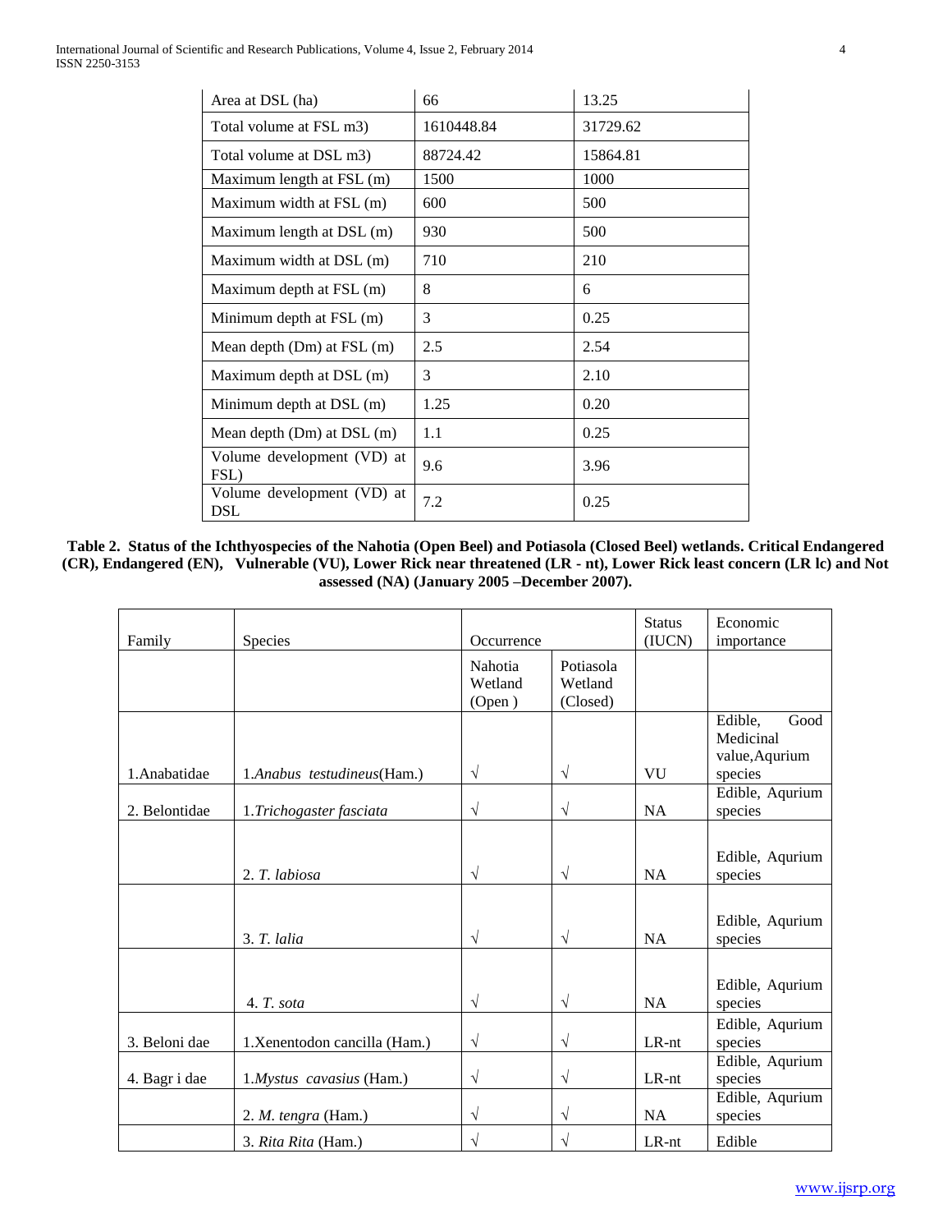| Area at DSL (ha) | 66 | 13.25 |
|---|---|---|
| Total volume at FSL m3) | 1610448.84 | 31729.62 |
| Total volume at DSL m3) | 88724.42 | 15864.81 |
| Maximum length at FSL (m) | 1500 | 1000 |
| Maximum width at FSL (m) | 600 | 500 |
| Maximum length at DSL (m) | 930 | 500 |
| Maximum width at DSL (m) | 710 | 210 |
| Maximum depth at FSL (m) | 8 | 6 |
| Minimum depth at FSL (m) | 3 | 0.25 |
| Mean depth (Dm) at FSL (m) | 2.5 | 2.54 |
| Maximum depth at DSL (m) | 3 | 2.10 |
| Minimum depth at DSL (m) | 1.25 | 0.20 |
| Mean depth (Dm) at DSL (m) | 1.1 | 0.25 |
| Volume development (VD) at FSL) | 9.6 | 3.96 |
| Volume development (VD) at DSL | 7.2 | 0.25 |

**Table 2. Status of the Ichthyospecies of the Nahotia (Open Beel) and Potiasola (Closed Beel) wetlands. Critical Endangered (CR), Endangered (EN), Vulnerable (VU), Lower Rick near threatened (LR - nt), Lower Rick least concern (LR lc) and Not assessed (NA) (January 2005 –December 2007).**

| Family | Species | Occurrence | | Status (IUCN) | Economic importance |
|---|---|---|---|---|---|
| | | Nahotia Wetland (Open ) | Potiasola Wetland (Closed) | | |
| 1.Anabatidae | 1.*Anabus testudineus*(Ham.) | √ | √ | VU | Edible, Good Medicinal value,Aqurium species |
| 2. Belontidae | 1.*Trichogaster fasciata* | √ | √ | NA | Edible, Aqurium species |
| | 2. *T. labiosa* | √ | √ | NA | Edible, Aqurium species |
| | 3. *T. lalia* | √ | √ | NA | Edible, Aqurium species |
| | 4. *T. sota* | √ | √ | NA | Edible, Aqurium species |
| 3. Beloni dae | 1.Xenentodon cancilla (Ham.) | √ | √ | LR-nt | Edible, Aqurium species |
| 4. Bagr i dae | 1.*Mystus cavasius* (Ham.) | √ | √ | LR-nt | Edible, Aqurium species |
| | 2. *M. tengra* (Ham.) | √ | √ | NA | Edible, Aqurium species |
| | 3. *Rita Rita* (Ham.) | √ | √ | LR-nt | Edible |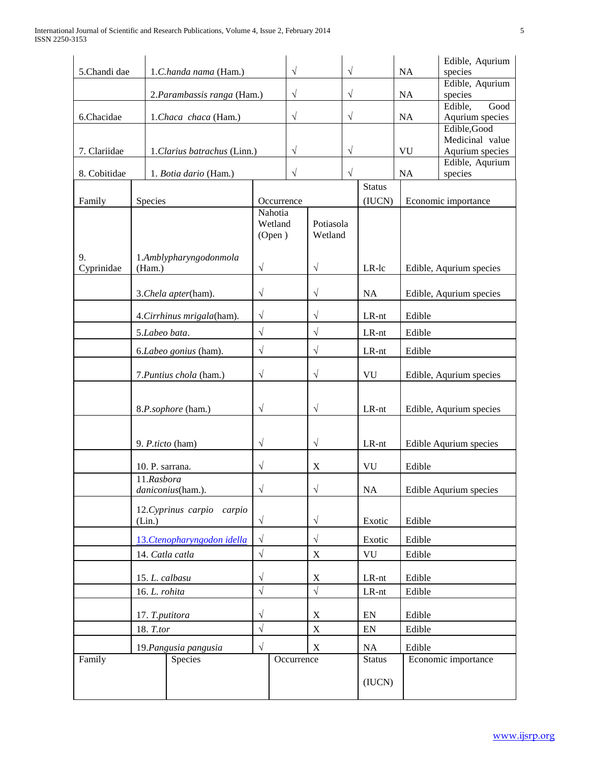| Family | Species | Occurrence | | Status (IUCN) | Economic importance |
|---|---|---|---|---|---|
| | | Nahotia Wetland (Open ) | Potiasola Wetland | | |
| 5.Chandi dae | 1.*C.handa nama* (Ham.) | √ | √ | NA | Edible, Aqurium species |
| | 2.*Parambassis ranga* (Ham.) | √ | √ | NA | Edible, Aqurium species |
| 6.Chacidae | 1.*Chaca chaca* (Ham.) | √ | √ | NA | Edible, Good Aqurium species |
| 7. Clariidae | 1.*Clarius batrachus* (Linn.) | √ | √ | VU | Edible,Good Medicinal value Aqurium species |
| 8. Cobitidae | 1. *Botia dario* (Ham.) | √ | √ | NA | Edible, Aqurium species |
| 9. Cyprinidae | 1.*Amblypharyngodonmola* (Ham.) | √ | √ | LR-lc | Edible, Aqurium species |
| | 3.*Chela apter*(ham). | √ | √ | NA | Edible, Aqurium species |
| | 4.*Cirrhinus mrigala*(ham). | √ | √ | LR-nt | Edible |
| | 5.*Labeo bata*. | √ | √ | LR-nt | Edible |
| | 6.*Labeo gonius* (ham). | √ | √ | LR-nt | Edible |
| | 7.*Puntius chola* (ham.) | √ | √ | VU | Edible, Aqurium species |
| | 8.*P.sophore* (ham.) | √ | √ | LR-nt | Edible, Aqurium species |
| | 9. *P.ticto* (ham) | √ | √ | LR-nt | Edible Aqurium species |
| | 10. P. sarrana. | √ | X | VU | Edible |
| | 11.*Rasbora daniconius*(ham.). | √ | √ | NA | Edible Aqurium species |
| | 12.*Cyprinus carpio carpio* (Lin.) | √ | √ | Exotic | Edible |
| | 13.*Ctenopharyngodon idella* | √ | √ | Exotic | Edible |
| | 14. *Catla catla* | √ | X | VU | Edible |
| | 15. *L. calbasu* | √ | X | LR-nt | Edible |
| | 16. *L. rohita* | √ | √ | LR-nt | Edible |
| | 17. *T.putitora* | √ | X | EN | Edible |
| | 18. *T.tor* | √ | X | EN | Edible |
| | 19.*Pangusia pangusia* | √ | X | NA | Edible |

| Family | Species | Occurrence | Status (IUCN) | Economic importance |
|---|---|---|---|---|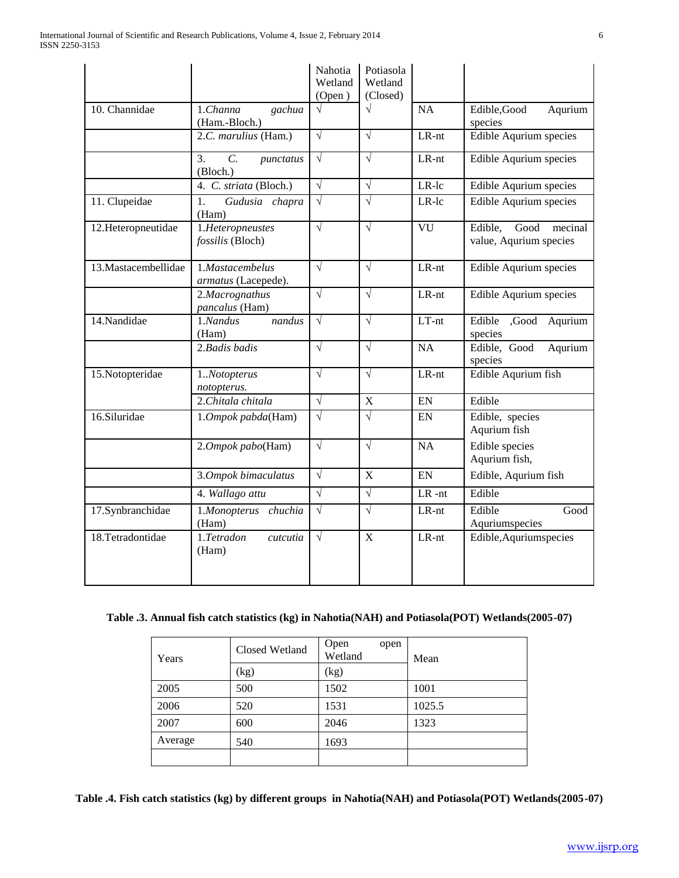| | | Nahotia Wetland (Open ) | Potiasola Wetland (Closed) | | |
|---|---|---|---|---|---|
| 10. Channidae | 1.*Channa gachua* (Ham.-Bloch.) | √ | √ | NA | Edible,Good Aqurium species |
| | 2.*C. marulius* (Ham.) | √ | √ | LR-nt | Edible Aqurium species |
| | 3. *C. punctatus* (Bloch.) | √ | √ | LR-nt | Edible Aqurium species |
| | 4. *C. striata* (Bloch.) | √ | √ | LR-lc | Edible Aqurium species |
| 11. Clupeidae | 1. *Gudusia chapra* (Ham) | √ | √ | LR-lc | Edible Aqurium species |
| 12.Heteropneutidae | 1.*Heteropneustes fossilis* (Bloch) | √ | √ | VU | Edible, Good mecinal value, Aqurium species |
| 13.Mastacembellidae | 1.*Mastacembelus armatus* (Lacepede). | √ | √ | LR-nt | Edible Aqurium species |
| | 2.*Macrognathus pancalus* (Ham) | √ | √ | LR-nt | Edible Aqurium species |
| 14.Nandidae | 1.*Nandus nandus* (Ham) | √ | √ | LT-nt | Edible ,Good Aqurium species |
| | 2.*Badis badis* | √ | √ | NA | Edible, Good Aqurium species |
| 15.Notopteridae | 1..*Notopterus notopterus.* | √ | √ | LR-nt | Edible Aqurium fish |
| | 2.*Chitala chitala* | √ | X | EN | Edible |
| 16.Siluridae | 1.*Ompok pabda*(Ham) | √ | √ | EN | Edible, species Aqurium fish |
| | 2.*Ompok pabo*(Ham) | √ | √ | NA | Edible species Aqurium fish, |
| | 3.*Ompok bimaculatus* | √ | X | EN | Edible, Aqurium fish |
| | 4. *Wallago attu* | √ | √ | LR -nt | Edible |
| 17.Synbranchidae | 1.*Monopterus chuchia* (Ham) | √ | √ | LR-nt | Edible Good Aquriumspecies |
| 18.Tetradontidae | 1.*Tetradon cutcutia* (Ham) | √ | X | LR-nt | Edible,Aquriumspecies |

**Table .3. Annual fish catch statistics (kg) in Nahotia(NAH) and Potiasola(POT) Wetlands(2005-07)**

| Years | Closed Wetland | Open open Wetland | Mean |
|---|---|---|---|
| | (kg) | (kg) | |
| 2005 | 500 | 1502 | 1001 |
| 2006 | 520 | 1531 | 1025.5 |
| 2007 | 600 | 2046 | 1323 |
| Average | 540 | 1693 | |
| | | | |

**Table .4. Fish catch statistics (kg) by different groups in Nahotia(NAH) and Potiasola(POT) Wetlands(2005-07)**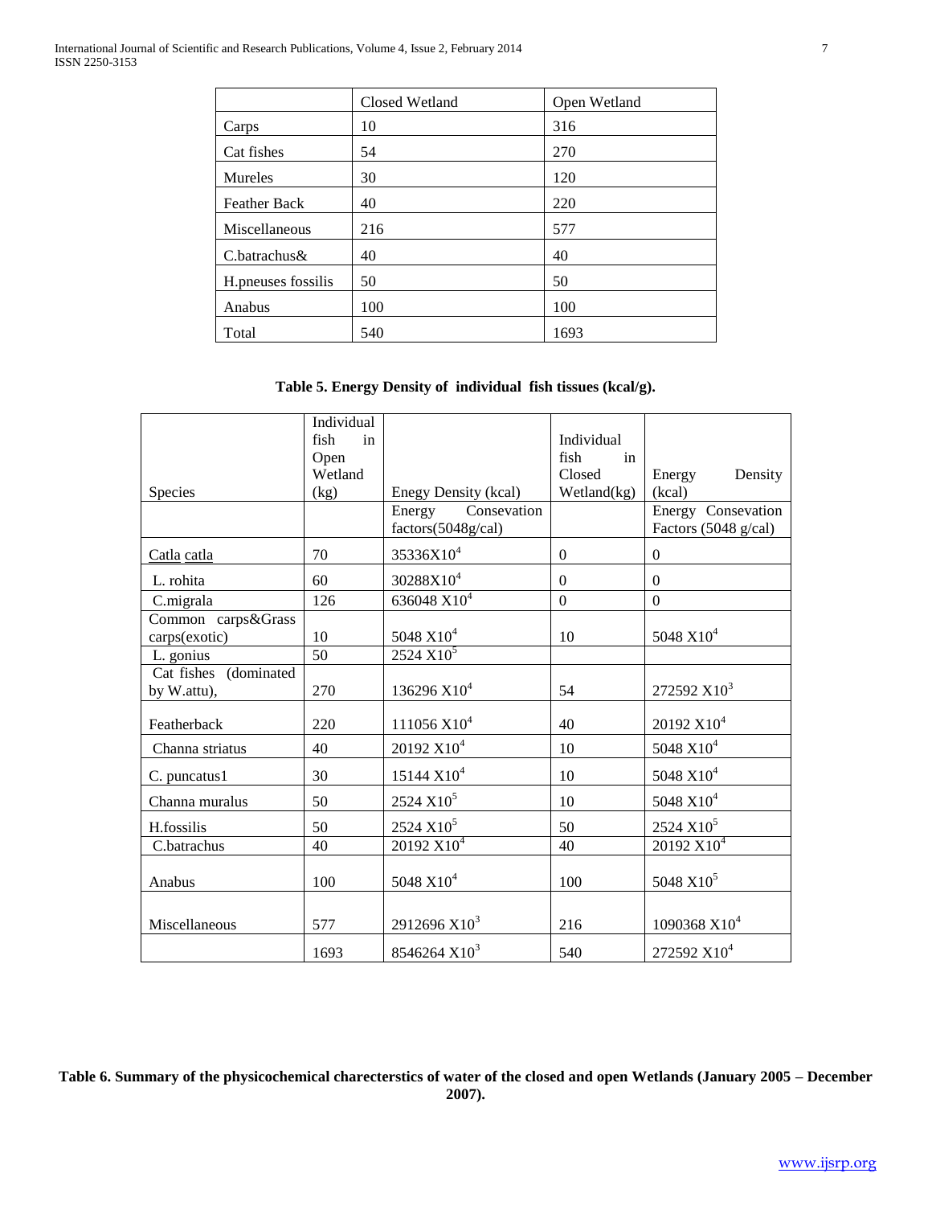| | Closed Wetland | Open Wetland |
|---|---|---|
| Carps | 10 | 316 |
| Cat fishes | 54 | 270 |
| Mureles | 30 | 120 |
| Feather Back | 40 | 220 |
| Miscellaneous | 216 | 577 |
| C.batrachus& | 40 | 40 |
| H.pneuses fossilis | 50 | 50 |
| Anabus | 100 | 100 |
| Total | 540 | 1693 |

**Table 5. Energy Density of individual fish tissues (kcal/g).**

| Species | Individual fish in Open Wetland (kg) | Enegy Density (kcal) | Individual fish in Closed Wetland(kg) | Energy Density (kcal) |
|---|---|---|---|---|
| | | Energy Consevation factors(5048g/cal) | | Energy Consevation Factors (5048 g/cal) |
| Catla catla | 70 | $35336X10^4$ | 0 | 0 |
| L. rohita | 60 | $30288X10^4$ | 0 | 0 |
| C.migrala | 126 | $636048 X10^4$ | 0 | 0 |
| Common carps&Grass carps(exotic) | 10 | $5048 X10^4$ | 10 | $5048 X10^4$ |
| L. gonius | 50 | $2524 X10^5$ | | |
| Cat fishes (dominated by W.attu), | 270 | $136296 X10^4$ | 54 | $272592 X10^3$ |
| Featherback | 220 | $111056 X10^4$ | 40 | $20192 X10^4$ |
| Channa striatus | 40 | $20192 X10^4$ | 10 | $5048 X10^4$ |
| C. puncatus1 | 30 | $15144 X10^4$ | 10 | $5048 X10^4$ |
| Channa muralus | 50 | $2524 X10^5$ | 10 | $5048 X10^4$ |
| H.fossilis | 50 | $2524 X10^5$ | 50 | $2524 X10^5$ |
| C.batrachus | 40 | $20192 X10^4$ | 40 | $20192 X10^4$ |
| Anabus | 100 | $5048 X10^4$ | 100 | $5048 X10^5$ |
| Miscellaneous | 577 | $2912696 X10^3$ | 216 | $1090368 X10^4$ |
| | 1693 | $8546264 X10^3$ | 540 | $272592 X10^4$ |

**Table 6. Summary of the physicochemical charecterstics of water of the closed and open Wetlands (January 2005 – December 2007).**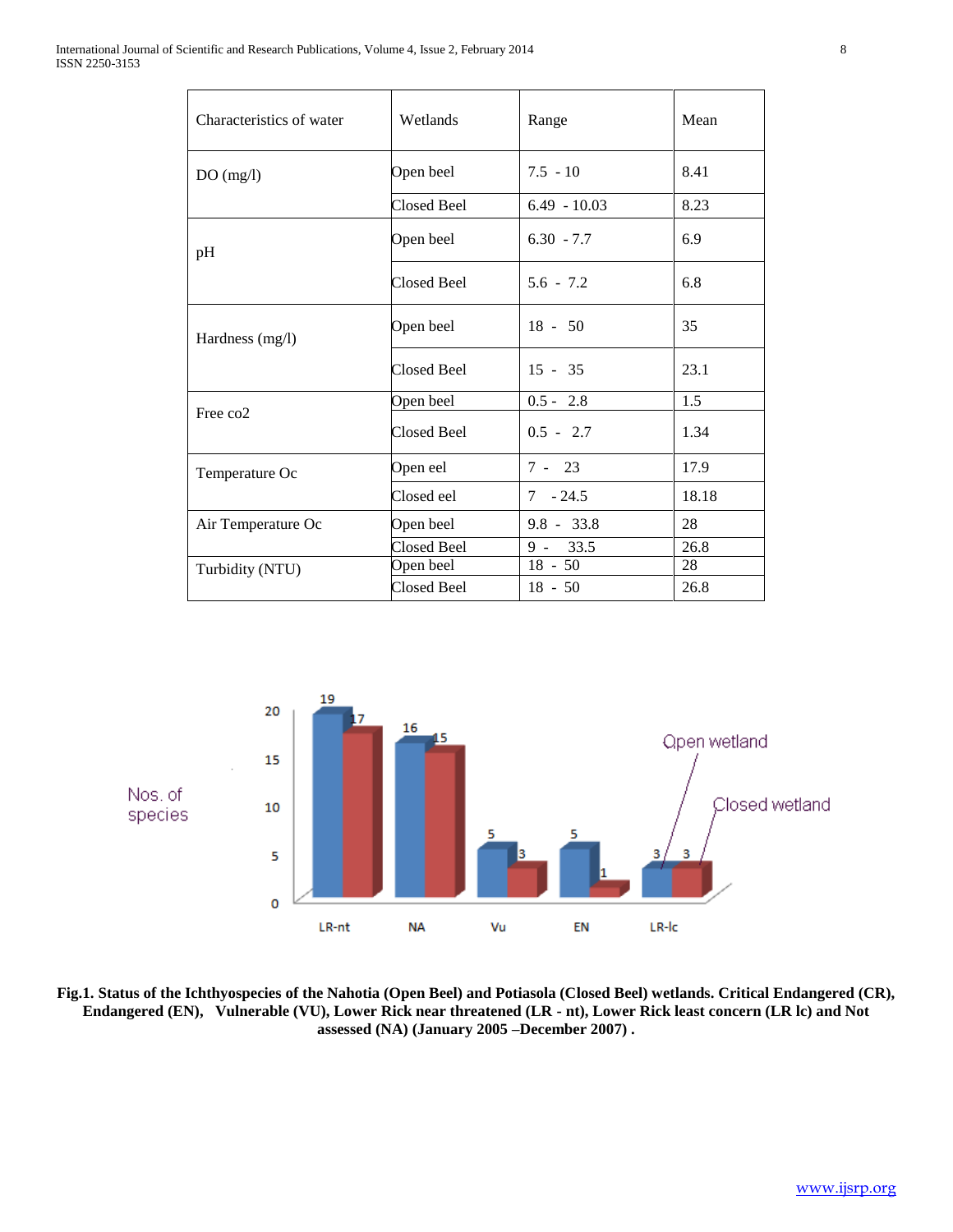| Characteristics of water | Wetlands | Range | Mean |
|---|---|---|---|
| DO (mg/l) | Open beel | 7.5 - 10 | 8.41 |
| | Closed Beel | 6.49 - 10.03 | 8.23 |
| pH | Open beel | 6.30 - 7.7 | 6.9 |
| | Closed Beel | 5.6 - 7.2 | 6.8 |
| Hardness (mg/l) | Open beel | 18 - 50 | 35 |
| | Closed Beel | 15 - 35 | 23.1 |
| Free co2 | Open beel | 0.5 - 2.8 | 1.5 |
| | Closed Beel | 0.5 - 2.7 | 1.34 |
| Temperature Oc | Open eel | 7 - 23 | 17.9 |
| | Closed eel | 7 - 24.5 | 18.18 |
| Air Temperature Oc | Open beel | 9.8 - 33.8 | 28 |
| | Closed Beel | 9 - 33.5 | 26.8 |
| Turbidity (NTU) | Open beel | 18 - 50 | 28 |
| | Closed Beel | 18 - 50 | 26.8 |

| Category | Open wetland (Nos. of species) | Closed wetland (Nos. of species) |
|---|---|---|
| LR-nt | 19 | 17 |
| NA | 16 | 15 |
| Vu | 5 | 3 |
| EN | 5 | 1 |
| LR-lc | 3 | 3 |

**Fig.1. Status of the Ichthyospecies of the Nahotia (Open Beel) and Potiasola (Closed Beel) wetlands. Critical Endangered (CR), Endangered (EN), Vulnerable (VU), Lower Rick near threatened (LR - nt), Lower Rick least concern (LR lc) and Not assessed (NA) (January 2005 –December 2007) .**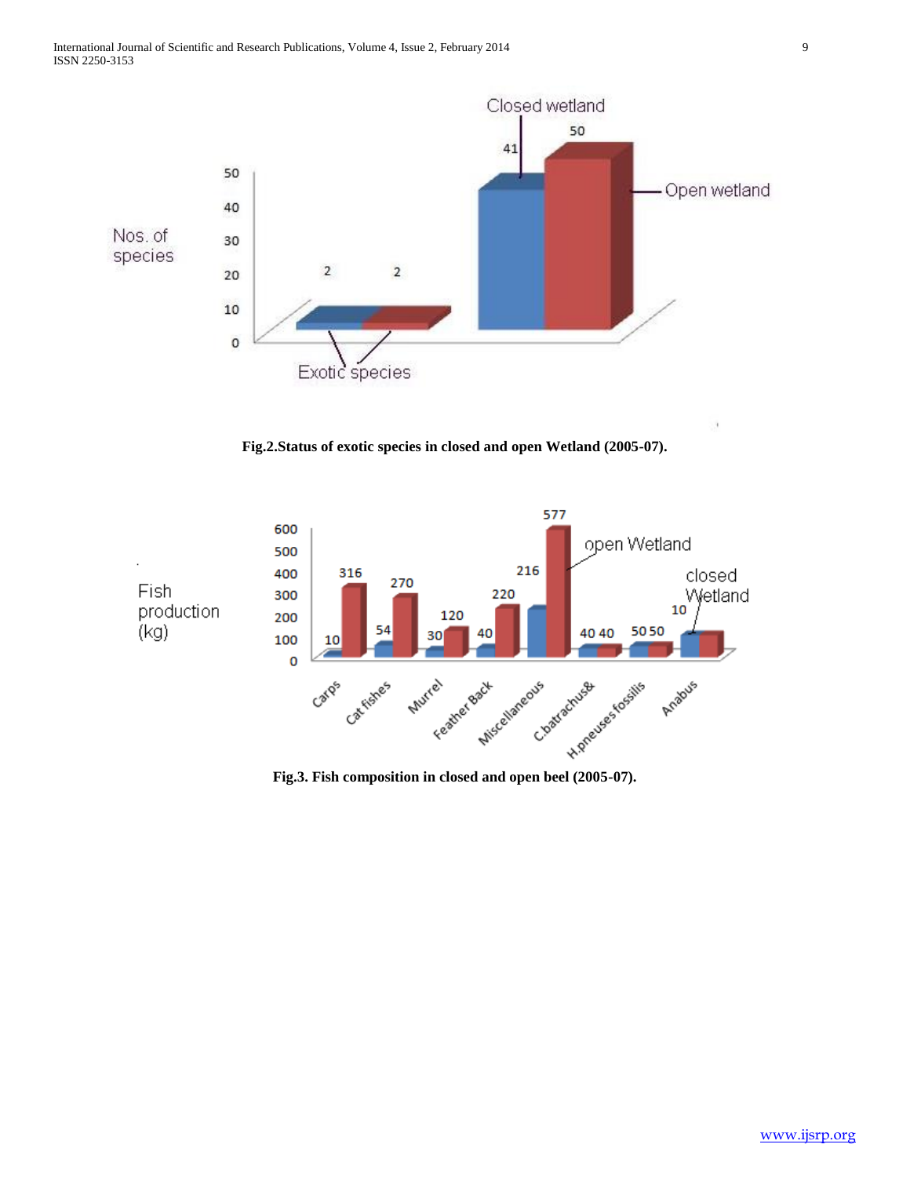Fig.2.Status of exotic species in closed and open Wetland (2005-07).

Fig.3. Fish composition in closed and open beel (2005-07).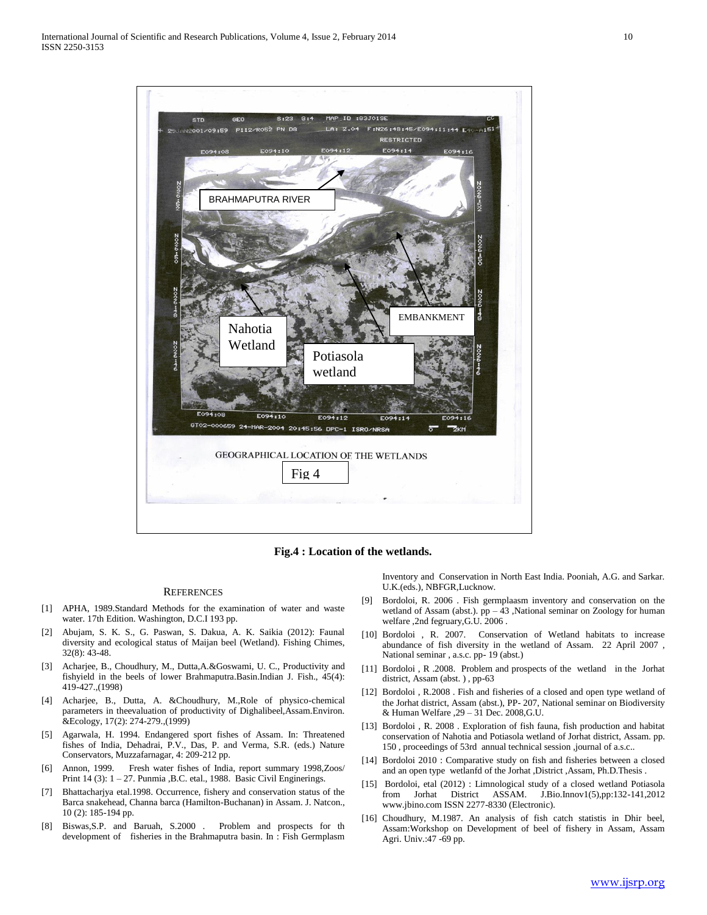Fig.4 : Location of the wetlands.

REFERENCES

[1] APHA, 1989.Standard Methods for the examination of water and waste water. 17th Edition. Washington, D.C.I 193 pp.

[2] Abujam, S. K. S., G. Paswan, S. Dakua, A. K. Saikia (2012): Faunal diversity and ecological status of Maijan beel (Wetland). Fishing Chimes, 32(8): 43-48.

[3] Acharjee, B., Choudhury, M., Dutta,A.&Goswami, U. C., Productivity and fishyield in the beels of lower Brahmaputra.Basin.Indian J. Fish., 45(4): 419-427.,(1998)

[4] Acharjee, B., Dutta, A. &Choudhury, M.,Role of physico-chemical parameters in theevaluation of productivity of Dighalibeel,Assam.Environ. &Ecology, 17(2): 274-279.,(1999)

[5] Agarwala, H. 1994. Endangered sport fishes of Assam. In: Threatened fishes of India, Dehadrai, P.V., Das, P. and Verma, S.R. (eds.) Nature Conservators, Muzzafarnagar, 4: 209-212 pp.

[6] Annon, 1999. Fresh water fishes of India, report summary 1998,Zoos/ Print 14 (3): 1 – 27. Punmia ,B.C. etal., 1988. Basic Civil Enginerings.

[7] Bhattacharjya etal.1998. Occurrence, fishery and conservation status of the Barca snakehead, Channa barca (Hamilton-Buchanan) in Assam. J. Natcon., 10 (2): 185-194 pp.

[8] Biswas,S.P. and Baruah, S.2000 . Problem and prospects for th development of fisheries in the Brahmaputra basin. In : Fish Germplasm Inventory and Conservation in North East India. Pooniah, A.G. and Sarkar. U.K.(eds.), NBFGR,Lucknow.

[9] Bordoloi, R. 2006 . Fish germplaasm inventory and conservation on the wetland of Assam (abst.). pp – 43 ,National seminar on Zoology for human welfare ,2nd fegruary,G.U. 2006 .

[10] Bordoloi , R. 2007. Conservation of Wetland habitats to increase abundance of fish diversity in the wetland of Assam. 22 April 2007 , National seminar , a.s.c. pp- 19 (abst.)

[11] Bordoloi , R .2008. Problem and prospects of the wetland in the Jorhat district, Assam (abst. ) , pp-63

[12] Bordoloi , R.2008 . Fish and fisheries of a closed and open type wetland of the Jorhat district, Assam (abst.), PP- 207, National seminar on Biodiversity & Human Welfare ,29 – 31 Dec. 2008,G.U.

[13] Bordoloi , R. 2008 . Exploration of fish fauna, fish production and habitat conservation of Nahotia and Potiasola wetland of Jorhat district, Assam. pp. 150 , proceedings of 53rd annual technical session ,journal of a.s.c..

[14] Bordoloi 2010 : Comparative study on fish and fisheries between a closed and an open type wetlanfd of the Jorhat ,District ,Assam, Ph.D.Thesis .

[15] Bordoloi, etal (2012) : Limnological study of a closed wetland Potiasola from Jorhat District ASSAM. J.Bio.Innov1(5),pp:132-141,2012 www.jbino.com ISSN 2277-8330 (Electronic).

[16] Choudhury, M.1987. An analysis of fish catch statistis in Dhir beel, Assam:Workshop on Development of beel of fishery in Assam, Assam Agri. Univ.:47 -69 pp.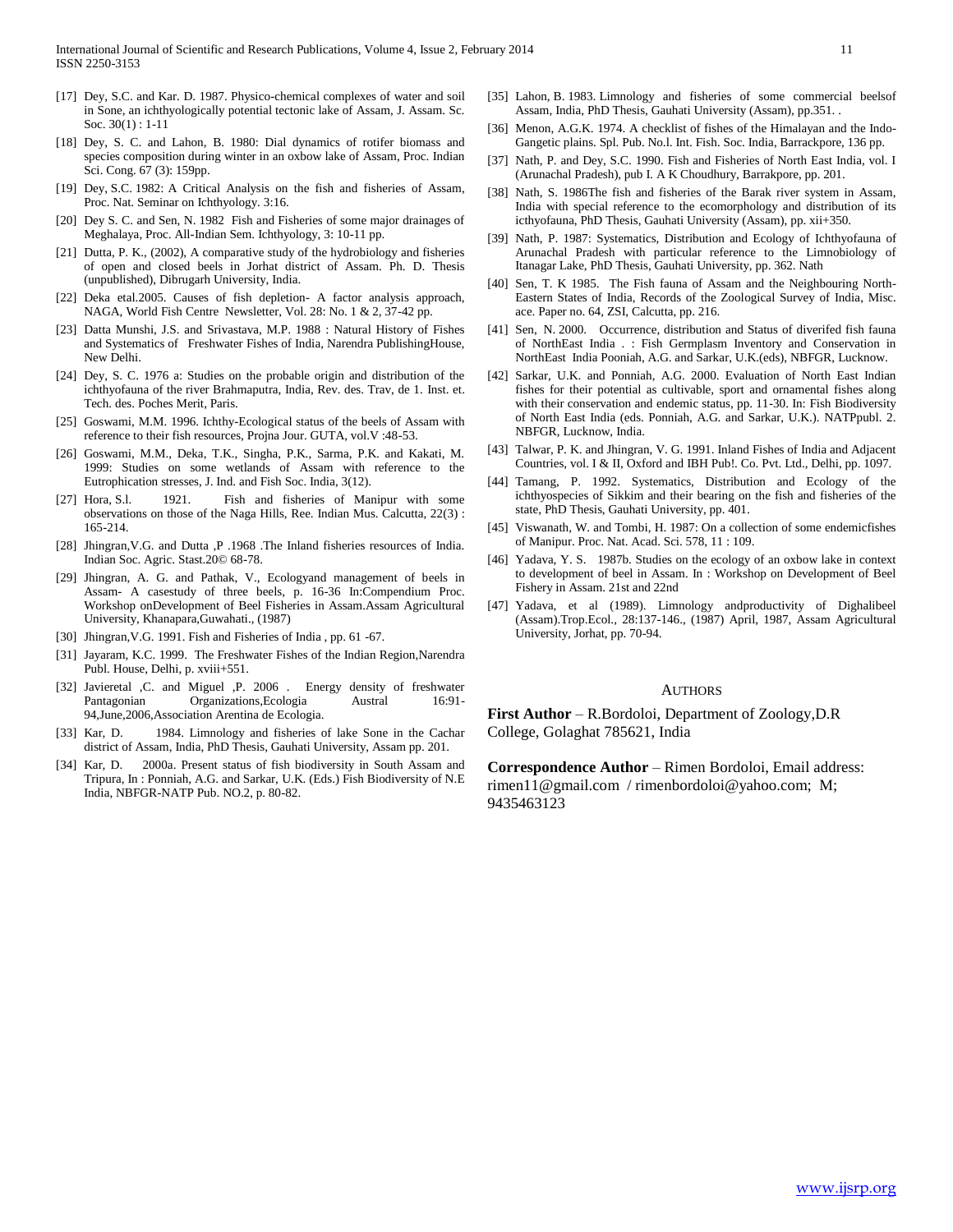[17] Dey, S.C. and Kar. D. 1987. Physico-chemical complexes of water and soil in Sone, an ichthyologically potential tectonic lake of Assam, J. Assam. Sc. Soc. 30(1) : 1-11

[18] Dey, S. C. and Lahon, B. 1980: Dial dynamics of rotifer biomass and species composition during winter in an oxbow lake of Assam, Proc. Indian Sci. Cong. 67 (3): 159pp.

[19] Dey, S.C. 1982: A Critical Analysis on the fish and fisheries of Assam, Proc. Nat. Seminar on Ichthyology. 3:16.

[20] Dey S. C. and Sen, N. 1982 Fish and Fisheries of some major drainages of Meghalaya, Proc. All-Indian Sem. Ichthyology, 3: 10-11 pp.

[21] Dutta, P. K., (2002), A comparative study of the hydrobiology and fisheries of open and closed beels in Jorhat district of Assam. Ph. D. Thesis (unpublished), Dibrugarh University, India.

[22] Deka etal.2005. Causes of fish depletion- A factor analysis approach, NAGA, World Fish Centre Newsletter, Vol. 28: No. 1 & 2, 37-42 pp.

[23] Datta Munshi, J.S. and Srivastava, M.P. 1988 : Natural History of Fishes and Systematics of Freshwater Fishes of India, Narendra PublishingHouse, New Delhi.

[24] Dey, S. C. 1976 a: Studies on the probable origin and distribution of the ichthyofauna of the river Brahmaputra, India, Rev. des. Trav, de 1. Inst. et. Tech. des. Poches Merit, Paris.

[25] Goswami, M.M. 1996. Ichthy-Ecological status of the beels of Assam with reference to their fish resources, Projna Jour. GUTA, vol.V :48-53.

[26] Goswami, M.M., Deka, T.K., Singha, P.K., Sarma, P.K. and Kakati, M. 1999: Studies on some wetlands of Assam with reference to the Eutrophication stresses, J. Ind. and Fish Soc. India, 3(12).

[27] Hora, S.l. 1921. Fish and fisheries of Manipur with some observations on those of the Naga Hills, Ree. Indian Mus. Calcutta, 22(3) : 165-214.

[28] Jhingran,V.G. and Dutta ,P .1968 .The Inland fisheries resources of India. Indian Soc. Agric. Stast.20© 68-78.

[29] Jhingran, A. G. and Pathak, V., Ecologyand management of beels in Assam- A casestudy of three beels, p. 16-36 In:Compendium Proc. Workshop onDevelopment of Beel Fisheries in Assam.Assam Agricultural University, Khanapara,Guwahati., (1987)

[30] Jhingran,V.G. 1991. Fish and Fisheries of India , pp. 61 -67.

[31] Jayaram, K.C. 1999. The Freshwater Fishes of the Indian Region,Narendra Publ. House, Delhi, p. xviii+551.

[32] Javieretal ,C. and Miguel ,P. 2006 . Energy density of freshwater Pantagonian Organizations,Ecologia Austral 16:91-94,June,2006,Association Arentina de Ecologia.

[33] Kar, D. 1984. Limnology and fisheries of lake Sone in the Cachar district of Assam, India, PhD Thesis, Gauhati University, Assam pp. 201.

[34] Kar, D. 2000a. Present status of fish biodiversity in South Assam and Tripura, In : Ponniah, A.G. and Sarkar, U.K. (Eds.) Fish Biodiversity of N.E India, NBFGR-NATP Pub. NO.2, p. 80-82.

[35] Lahon, B. 1983. Limnology and fisheries of some commercial beelsof Assam, India, PhD Thesis, Gauhati University (Assam), pp.351. .

[36] Menon, A.G.K. 1974. A checklist of fishes of the Himalayan and the Indo-Gangetic plains. Spl. Pub. No.l. Int. Fish. Soc. India, Barrackpore, 136 pp.

[37] Nath, P. and Dey, S.C. 1990. Fish and Fisheries of North East India, vol. I (Arunachal Pradesh), pub I. A K Choudhury, Barrakpore, pp. 201.

[38] Nath, S. 1986The fish and fisheries of the Barak river system in Assam, India with special reference to the ecomorphology and distribution of its icthyofauna, PhD Thesis, Gauhati University (Assam), pp. xii+350.

[39] Nath, P. 1987: Systematics, Distribution and Ecology of Ichthyofauna of Arunachal Pradesh with particular reference to the Limnobiology of Itanagar Lake, PhD Thesis, Gauhati University, pp. 362. Nath

[40] Sen, T. K 1985. The Fish fauna of Assam and the Neighbouring North-Eastern States of India, Records of the Zoological Survey of India, Misc. ace. Paper no. 64, ZSI, Calcutta, pp. 216.

[41] Sen, N. 2000. Occurrence, distribution and Status of diverifed fish fauna of NorthEast India . : Fish Germplasm Inventory and Conservation in NorthEast India Pooniah, A.G. and Sarkar, U.K.(eds), NBFGR, Lucknow.

[42] Sarkar, U.K. and Ponniah, A.G. 2000. Evaluation of North East Indian fishes for their potential as cultivable, sport and ornamental fishes along with their conservation and endemic status, pp. 11-30. In: Fish Biodiversity of North East India (eds. Ponniah, A.G. and Sarkar, U.K.). NATPpubl. 2. NBFGR, Lucknow, India.

[43] Talwar, P. K. and Jhingran, V. G. 1991. Inland Fishes of India and Adjacent Countries, vol. I & II, Oxford and IBH Pub!. Co. Pvt. Ltd., Delhi, pp. 1097.

[44] Tamang, P. 1992. Systematics, Distribution and Ecology of the ichthyospecies of Sikkim and their bearing on the fish and fisheries of the state, PhD Thesis, Gauhati University, pp. 401.

[45] Viswanath, W. and Tombi, H. 1987: On a collection of some endemicfishes of Manipur. Proc. Nat. Acad. Sci. 578, 11 : 109.

[46] Yadava, Y. S. 1987b. Studies on the ecology of an oxbow lake in context to development of beel in Assam. In : Workshop on Development of Beel Fishery in Assam. 21st and 22nd

[47] Yadava, et al (1989). Limnology andproductivity of Dighalibeel (Assam).Trop.Ecol., 28:137-146., (1987) April, 1987, Assam Agricultural University, Jorhat, pp. 70-94.

## AUTHORS

**First Author** – R.Bordoloi, Department of Zoology,D.R College, Golaghat 785621, India

**Correspondence Author** – Rimen Bordoloi, Email address: rimen11@gmail.com / rimenbordoloi@yahoo.com; M; 9435463123